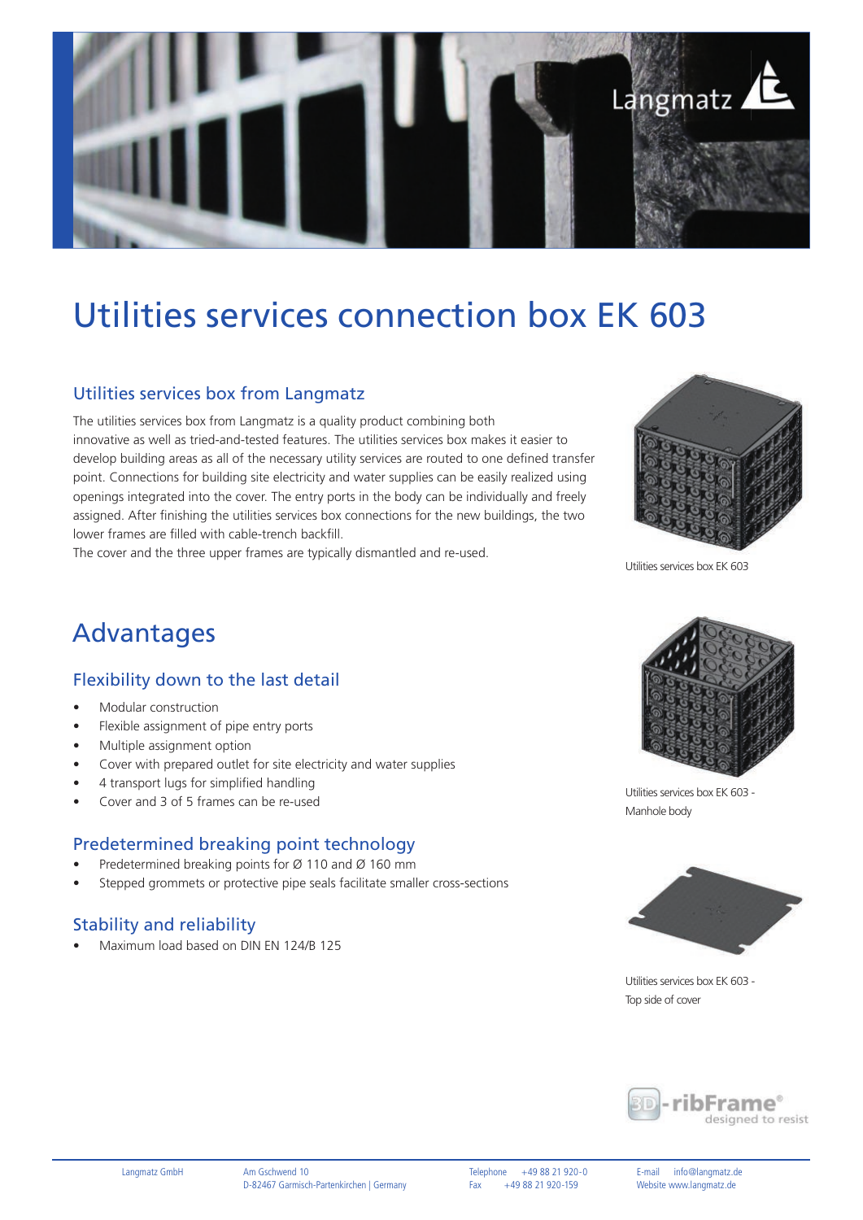# Utilities services connection box EK 603

## Utilities services box from Langmatz

The utilities services box from Langmatz is a quality product combining both innovative as well as tried-and-tested features. The utilities services box makes it easier to develop building areas as all of the necessary utility services are routed to one defined transfer point. Connections for building site electricity and water supplies can be easily realized using openings integrated into the cover. The entry ports in the body can be individually and freely assigned. After finishing the utilities services box connections for the new buildings, the two lower frames are filled with cable-trench backfill.
The cover and the three upper frames are typically dismantled and re-used.

Utilities services box EK 603

# Advantages

## Flexibility down to the last detail

- Modular construction
- Flexible assignment of pipe entry ports
- Multiple assignment option
- Cover with prepared outlet for site electricity and water supplies
- 4 transport lugs for simplified handling
- Cover and 3 of 5 frames can be re-used

Utilities services box EK 603 - Manhole body

## Predetermined breaking point technology

- Predetermined breaking points for Ø 110 and Ø 160 mm
- Stepped grommets or protective pipe seals facilitate smaller cross-sections

## Stability and reliability

- Maximum load based on DIN EN 124/B 125

Utilities services box EK 603 - Top side of cover

3D-ribFrame® designed to resist

Langmatz GmbH | Am Gschwend 10, D-82467 Garmisch-Partenkirchen | Germany | Telephone +49 88 21 920-0, Fax +49 88 21 920-159 | E-mail info@langmatz.de, Website www.langmatz.de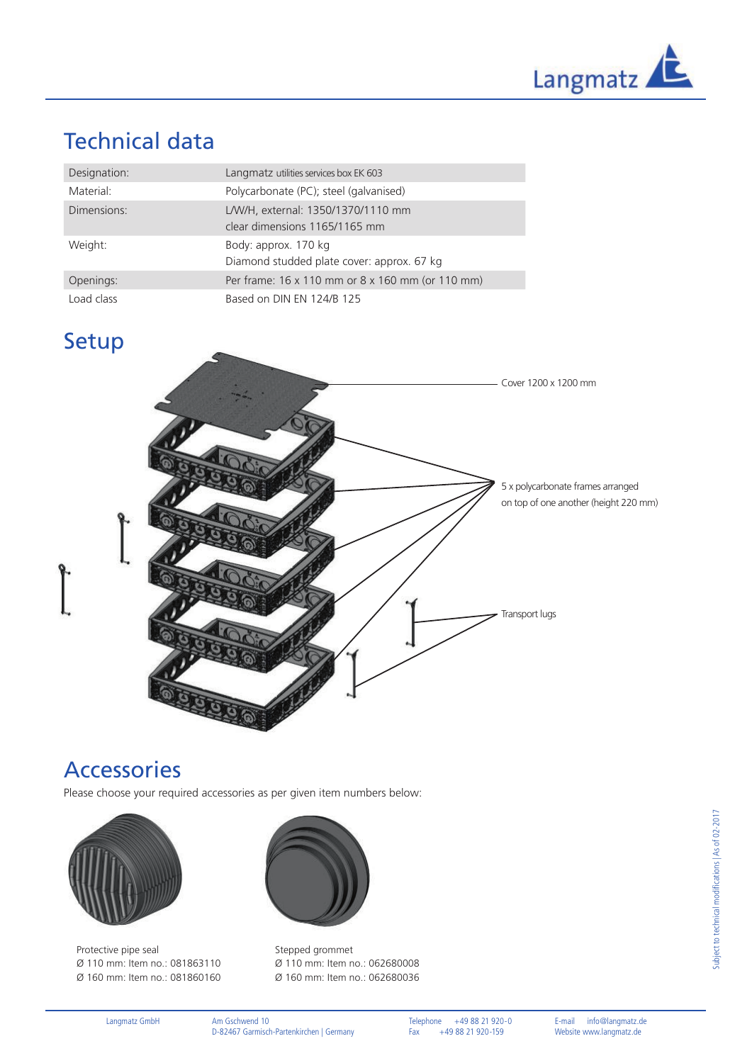# Technical data

| | |
|---|---|
| Designation: | Langmatz utilities services box EK 603 |
| Material: | Polycarbonate (PC); steel (galvanised) |
| Dimensions: | L/W/H, external: 1350/1370/1110 mm<br>clear dimensions 1165/1165 mm |
| Weight: | Body: approx. 170 kg<br>Diamond studded plate cover: approx. 67 kg |
| Openings: | Per frame: 16 x 110 mm or 8 x 160 mm (or 110 mm) |
| Load class | Based on DIN EN 124/B 125 |

# Setup

Cover 1200 x 1200 mm

5 x polycarbonate frames arranged on top of one another (height 220 mm)

Transport lugs

# Accessories

Please choose your required accessories as per given item numbers below:

Protective pipe seal
Ø 110 mm: Item no.: 081863110
Ø 160 mm: Item no.: 081860160

Stepped grommet
Ø 110 mm: Item no.: 062680008
Ø 160 mm: Item no.: 062680036

Subject to technical modifications | As of 02-2017

Langmatz GmbH
Am Gschwend 10
D-82467 Garmisch-Partenkirchen | Germany
Telephone +49 88 21 920-0
Fax +49 88 21 920-159
E-mail info@langmatz.de
Website www.langmatz.de